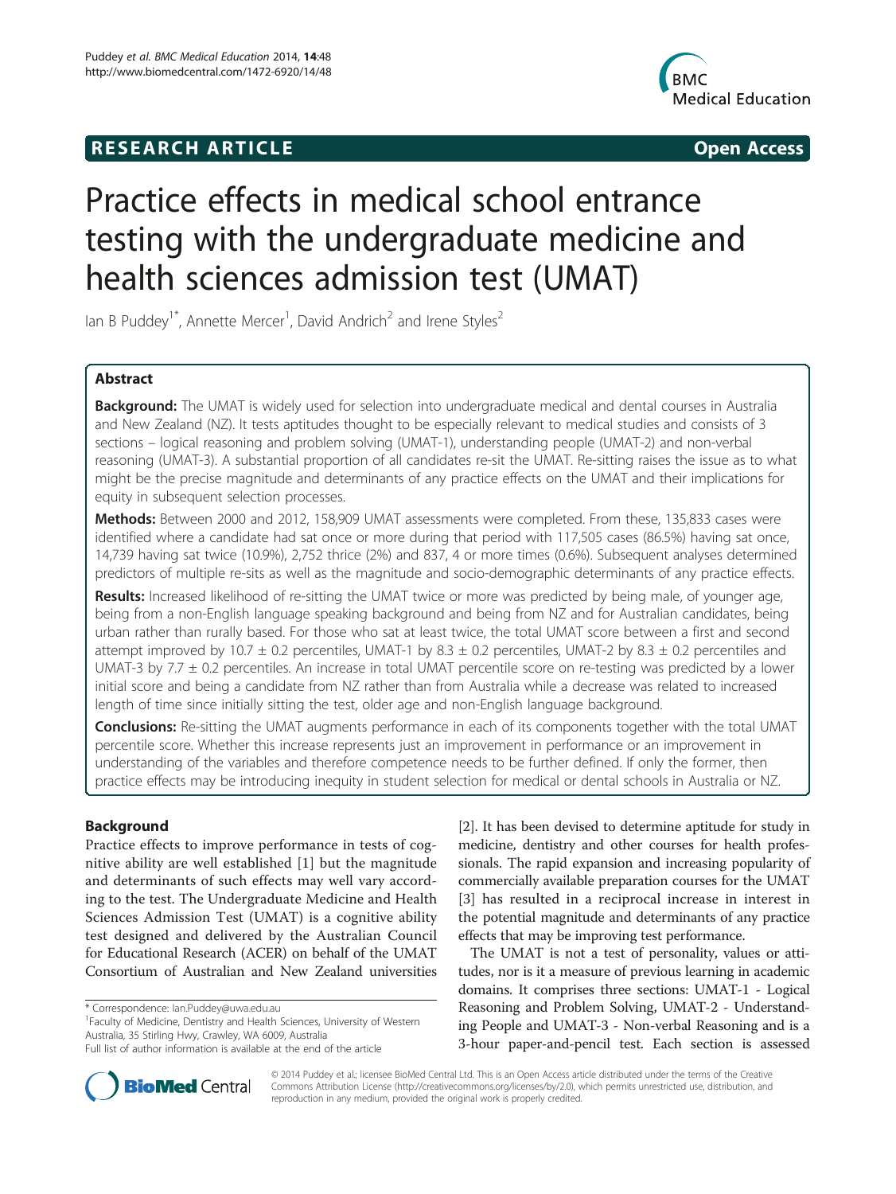**RESEARCH ARTICLE** **Open Access**

# Practice effects in medical school entrance testing with the undergraduate medicine and health sciences admission test (UMAT)

Ian B Puddey[1*], Annette Mercer[1], David Andrich[2] and Irene Styles[2]

## Abstract

**Background:** The UMAT is widely used for selection into undergraduate medical and dental courses in Australia and New Zealand (NZ). It tests aptitudes thought to be especially relevant to medical studies and consists of 3 sections – logical reasoning and problem solving (UMAT-1), understanding people (UMAT-2) and non-verbal reasoning (UMAT-3). A substantial proportion of all candidates re-sit the UMAT. Re-sitting raises the issue as to what might be the precise magnitude and determinants of any practice effects on the UMAT and their implications for equity in subsequent selection processes.

**Methods:** Between 2000 and 2012, 158,909 UMAT assessments were completed. From these, 135,833 cases were identified where a candidate had sat once or more during that period with 117,505 cases (86.5%) having sat once, 14,739 having sat twice (10.9%), 2,752 thrice (2%) and 837, 4 or more times (0.6%). Subsequent analyses determined predictors of multiple re-sits as well as the magnitude and socio-demographic determinants of any practice effects.

**Results:** Increased likelihood of re-sitting the UMAT twice or more was predicted by being male, of younger age, being from a non-English language speaking background and being from NZ and for Australian candidates, being urban rather than rurally based. For those who sat at least twice, the total UMAT score between a first and second attempt improved by 10.7 ± 0.2 percentiles, UMAT-1 by 8.3 ± 0.2 percentiles, UMAT-2 by 8.3 ± 0.2 percentiles and UMAT-3 by 7.7 ± 0.2 percentiles. An increase in total UMAT percentile score on re-testing was predicted by a lower initial score and being a candidate from NZ rather than from Australia while a decrease was related to increased length of time since initially sitting the test, older age and non-English language background.

**Conclusions:** Re-sitting the UMAT augments performance in each of its components together with the total UMAT percentile score. Whether this increase represents just an improvement in performance or an improvement in understanding of the variables and therefore competence needs to be further defined. If only the former, then practice effects may be introducing inequity in student selection for medical or dental schools in Australia or NZ.

## Background

Practice effects to improve performance in tests of cognitive ability are well established [1] but the magnitude and determinants of such effects may well vary according to the test. The Undergraduate Medicine and Health Sciences Admission Test (UMAT) is a cognitive ability test designed and delivered by the Australian Council for Educational Research (ACER) on behalf of the UMAT Consortium of Australian and New Zealand universities [2]. It has been devised to determine aptitude for study in medicine, dentistry and other courses for health professionals. The rapid expansion and increasing popularity of commercially available preparation courses for the UMAT [3] has resulted in a reciprocal increase in interest in the potential magnitude and determinants of any practice effects that may be improving test performance.

The UMAT is not a test of personality, values or attitudes, nor is it a measure of previous learning in academic domains. It comprises three sections: UMAT-1 - Logical Reasoning and Problem Solving, UMAT-2 - Understanding People and UMAT-3 - Non-verbal Reasoning and is a 3-hour paper-and-pencil test. Each section is assessed

\* Correspondence: Ian.Puddey@uwa.edu.au

[1]Faculty of Medicine, Dentistry and Health Sciences, University of Western Australia, 35 Stirling Hwy, Crawley, WA 6009, Australia

Full list of author information is available at the end of the article

© 2014 Puddey et al.; licensee BioMed Central Ltd. This is an Open Access article distributed under the terms of the Creative Commons Attribution License (http://creativecommons.org/licenses/by/2.0), which permits unrestricted use, distribution, and reproduction in any medium, provided the original work is properly credited.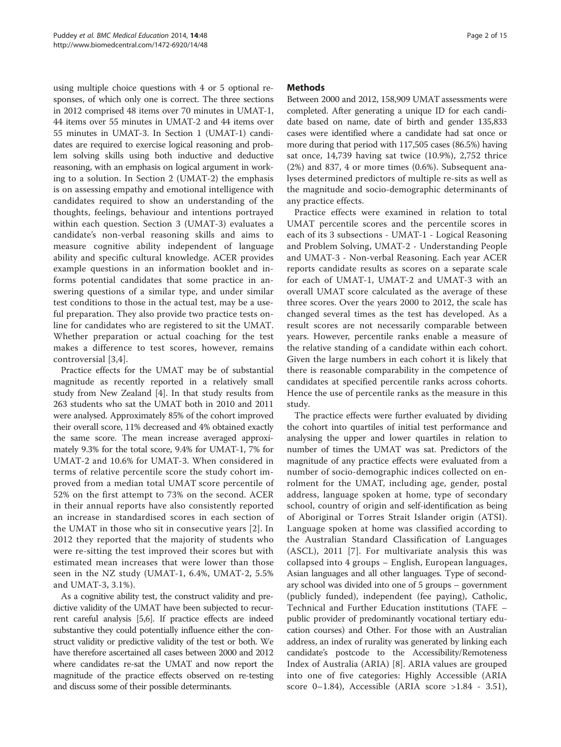using multiple choice questions with 4 or 5 optional responses, of which only one is correct. The three sections in 2012 comprised 48 items over 70 minutes in UMAT-1, 44 items over 55 minutes in UMAT-2 and 44 items over 55 minutes in UMAT-3. In Section 1 (UMAT-1) candidates are required to exercise logical reasoning and problem solving skills using both inductive and deductive reasoning, with an emphasis on logical argument in working to a solution. In Section 2 (UMAT-2) the emphasis is on assessing empathy and emotional intelligence with candidates required to show an understanding of the thoughts, feelings, behaviour and intentions portrayed within each question. Section 3 (UMAT-3) evaluates a candidate's non-verbal reasoning skills and aims to measure cognitive ability independent of language ability and specific cultural knowledge. ACER provides example questions in an information booklet and informs potential candidates that some practice in answering questions of a similar type, and under similar test conditions to those in the actual test, may be a useful preparation. They also provide two practice tests online for candidates who are registered to sit the UMAT. Whether preparation or actual coaching for the test makes a difference to test scores, however, remains controversial [3,4].

Practice effects for the UMAT may be of substantial magnitude as recently reported in a relatively small study from New Zealand [4]. In that study results from 263 students who sat the UMAT both in 2010 and 2011 were analysed. Approximately 85% of the cohort improved their overall score, 11% decreased and 4% obtained exactly the same score. The mean increase averaged approximately 9.3% for the total score, 9.4% for UMAT-1, 7% for UMAT-2 and 10.6% for UMAT-3. When considered in terms of relative percentile score the study cohort improved from a median total UMAT score percentile of 52% on the first attempt to 73% on the second. ACER in their annual reports have also consistently reported an increase in standardised scores in each section of the UMAT in those who sit in consecutive years [2]. In 2012 they reported that the majority of students who were re-sitting the test improved their scores but with estimated mean increases that were lower than those seen in the NZ study (UMAT-1, 6.4%, UMAT-2, 5.5% and UMAT-3, 3.1%).

As a cognitive ability test, the construct validity and predictive validity of the UMAT have been subjected to recurrent careful analysis [5,6]. If practice effects are indeed substantive they could potentially influence either the construct validity or predictive validity of the test or both. We have therefore ascertained all cases between 2000 and 2012 where candidates re-sat the UMAT and now report the magnitude of the practice effects observed on re-testing and discuss some of their possible determinants.

## Methods

Between 2000 and 2012, 158,909 UMAT assessments were completed. After generating a unique ID for each candidate based on name, date of birth and gender 135,833 cases were identified where a candidate had sat once or more during that period with 117,505 cases (86.5%) having sat once, 14,739 having sat twice (10.9%), 2,752 thrice (2%) and 837, 4 or more times (0.6%). Subsequent analyses determined predictors of multiple re-sits as well as the magnitude and socio-demographic determinants of any practice effects.

Practice effects were examined in relation to total UMAT percentile scores and the percentile scores in each of its 3 subsections - UMAT-1 - Logical Reasoning and Problem Solving, UMAT-2 - Understanding People and UMAT-3 - Non-verbal Reasoning. Each year ACER reports candidate results as scores on a separate scale for each of UMAT-1, UMAT-2 and UMAT-3 with an overall UMAT score calculated as the average of these three scores. Over the years 2000 to 2012, the scale has changed several times as the test has developed. As a result scores are not necessarily comparable between years. However, percentile ranks enable a measure of the relative standing of a candidate within each cohort. Given the large numbers in each cohort it is likely that there is reasonable comparability in the competence of candidates at specified percentile ranks across cohorts. Hence the use of percentile ranks as the measure in this study.

The practice effects were further evaluated by dividing the cohort into quartiles of initial test performance and analysing the upper and lower quartiles in relation to number of times the UMAT was sat. Predictors of the magnitude of any practice effects were evaluated from a number of socio-demographic indices collected on enrolment for the UMAT, including age, gender, postal address, language spoken at home, type of secondary school, country of origin and self-identification as being of Aboriginal or Torres Strait Islander origin (ATSI). Language spoken at home was classified according to the Australian Standard Classification of Languages (ASCL), 2011 [7]. For multivariate analysis this was collapsed into 4 groups – English, European languages, Asian languages and all other languages. Type of secondary school was divided into one of 5 groups – government (publicly funded), independent (fee paying), Catholic, Technical and Further Education institutions (TAFE – public provider of predominantly vocational tertiary education courses) and Other. For those with an Australian address, an index of rurality was generated by linking each candidate's postcode to the Accessibility/Remoteness Index of Australia (ARIA) [8]. ARIA values are grouped into one of five categories: Highly Accessible (ARIA score 0–1.84), Accessible (ARIA score >1.84 - 3.51),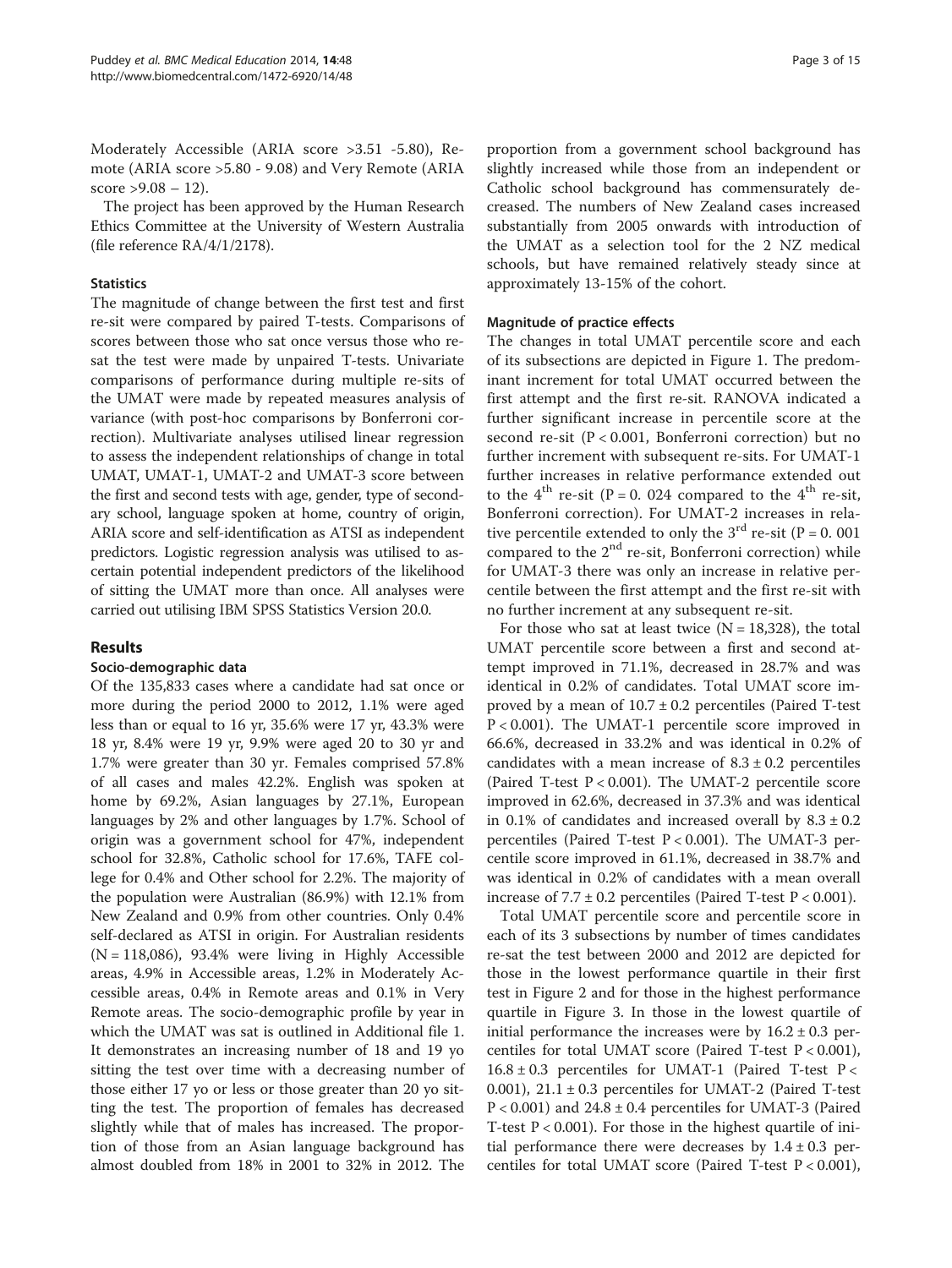Moderately Accessible (ARIA score >3.51 -5.80), Remote (ARIA score >5.80 - 9.08) and Very Remote (ARIA score >9.08 – 12).

The project has been approved by the Human Research Ethics Committee at the University of Western Australia (file reference RA/4/1/2178).

### Statistics

The magnitude of change between the first test and first re-sit were compared by paired T-tests. Comparisons of scores between those who sat once versus those who re-sat the test were made by unpaired T-tests. Univariate comparisons of performance during multiple re-sits of the UMAT were made by repeated measures analysis of variance (with post-hoc comparisons by Bonferroni correction). Multivariate analyses utilised linear regression to assess the independent relationships of change in total UMAT, UMAT-1, UMAT-2 and UMAT-3 score between the first and second tests with age, gender, type of secondary school, language spoken at home, country of origin, ARIA score and self-identification as ATSI as independent predictors. Logistic regression analysis was utilised to ascertain potential independent predictors of the likelihood of sitting the UMAT more than once. All analyses were carried out utilising IBM SPSS Statistics Version 20.0.

## Results

### Socio-demographic data

Of the 135,833 cases where a candidate had sat once or more during the period 2000 to 2012, 1.1% were aged less than or equal to 16 yr, 35.6% were 17 yr, 43.3% were 18 yr, 8.4% were 19 yr, 9.9% were aged 20 to 30 yr and 1.7% were greater than 30 yr. Females comprised 57.8% of all cases and males 42.2%. English was spoken at home by 69.2%, Asian languages by 27.1%, European languages by 2% and other languages by 1.7%. School of origin was a government school for 47%, independent school for 32.8%, Catholic school for 17.6%, TAFE college for 0.4% and Other school for 2.2%. The majority of the population were Australian (86.9%) with 12.1% from New Zealand and 0.9% from other countries. Only 0.4% self-declared as ATSI in origin. For Australian residents (N = 118,086), 93.4% were living in Highly Accessible areas, 4.9% in Accessible areas, 1.2% in Moderately Accessible areas, 0.4% in Remote areas and 0.1% in Very Remote areas. The socio-demographic profile by year in which the UMAT was sat is outlined in Additional file 1. It demonstrates an increasing number of 18 and 19 yo sitting the test over time with a decreasing number of those either 17 yo or less or those greater than 20 yo sitting the test. The proportion of females has decreased slightly while that of males has increased. The proportion of those from an Asian language background has almost doubled from 18% in 2001 to 32% in 2012. The proportion from a government school background has slightly increased while those from an independent or Catholic school background has commensurately decreased. The numbers of New Zealand cases increased substantially from 2005 onwards with introduction of the UMAT as a selection tool for the 2 NZ medical schools, but have remained relatively steady since at approximately 13-15% of the cohort.

### Magnitude of practice effects

The changes in total UMAT percentile score and each of its subsections are depicted in Figure 1. The predominant increment for total UMAT occurred between the first attempt and the first re-sit. RANOVA indicated a further significant increase in percentile score at the second re-sit ($P < 0.001$, Bonferroni correction) but no further increment with subsequent re-sits. For UMAT-1 further increases in relative performance extended out to the 4th re-sit ($P = 0.024$ compared to the 4th re-sit, Bonferroni correction). For UMAT-2 increases in relative percentile extended to only the 3rd re-sit ($P = 0.001$ compared to the 2nd re-sit, Bonferroni correction) while for UMAT-3 there was only an increase in relative percentile between the first attempt and the first re-sit with no further increment at any subsequent re-sit.

For those who sat at least twice (N = 18,328), the total UMAT percentile score between a first and second attempt improved in 71.1%, decreased in 28.7% and was identical in 0.2% of candidates. Total UMAT score improved by a mean of $10.7 \pm 0.2$ percentiles (Paired T-test $P < 0.001$). The UMAT-1 percentile score improved in 66.6%, decreased in 33.2% and was identical in 0.2% of candidates with a mean increase of $8.3 \pm 0.2$ percentiles (Paired T-test $P < 0.001$). The UMAT-2 percentile score improved in 62.6%, decreased in 37.3% and was identical in 0.1% of candidates and increased overall by $8.3 \pm 0.2$ percentiles (Paired T-test $P < 0.001$). The UMAT-3 percentile score improved in 61.1%, decreased in 38.7% and was identical in 0.2% of candidates with a mean overall increase of $7.7 \pm 0.2$ percentiles (Paired T-test $P < 0.001$).

Total UMAT percentile score and percentile score in each of its 3 subsections by number of times candidates re-sat the test between 2000 and 2012 are depicted for those in the lowest performance quartile in their first test in Figure 2 and for those in the highest performance quartile in Figure 3. In those in the lowest quartile of initial performance the increases were by $16.2 \pm 0.3$ percentiles for total UMAT score (Paired T-test $P < 0.001$), $16.8 \pm 0.3$ percentiles for UMAT-1 (Paired T-test $P < 0.001$), $21.1 \pm 0.3$ percentiles for UMAT-2 (Paired T-test $P < 0.001$) and $24.8 \pm 0.4$ percentiles for UMAT-3 (Paired T-test $P < 0.001$). For those in the highest quartile of initial performance there were decreases by $1.4 \pm 0.3$ percentiles for total UMAT score (Paired T-test $P < 0.001$),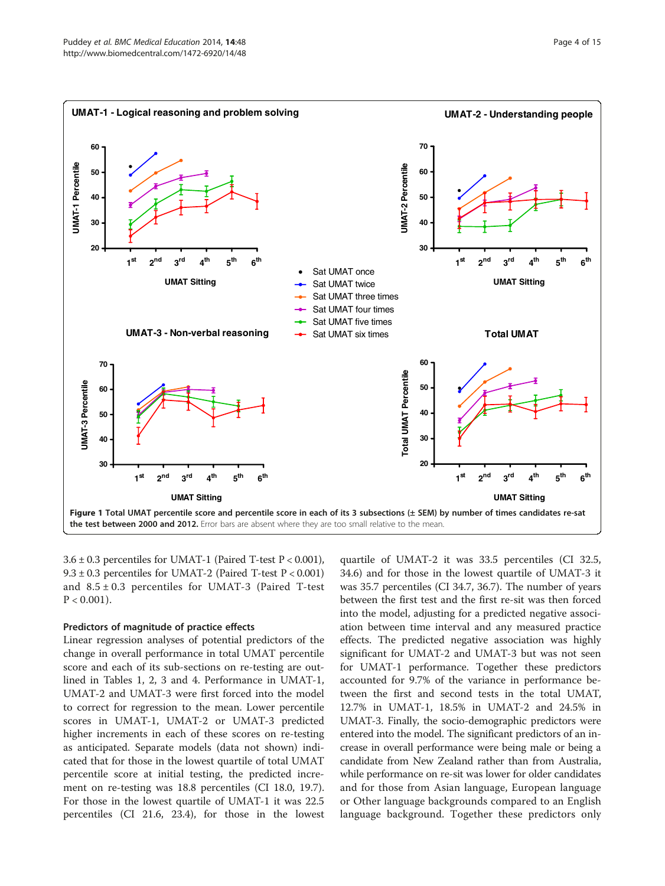Figure 1 **Total UMAT percentile score and percentile score in each of its 3 subsections (± SEM) by number of times candidates re-sat the test between 2000 and 2012.** Error bars are absent where they are too small relative to the mean.

3.6 ± 0.3 percentiles for UMAT-1 (Paired T-test $P < 0.001$), 9.3 ± 0.3 percentiles for UMAT-2 (Paired T-test $P < 0.001$) and 8.5 ± 0.3 percentiles for UMAT-3 (Paired T-test $P < 0.001$).

### Predictors of magnitude of practice effects

Linear regression analyses of potential predictors of the change in overall performance in total UMAT percentile score and each of its sub-sections on re-testing are outlined in Tables 1, 2, 3 and 4. Performance in UMAT-1, UMAT-2 and UMAT-3 were first forced into the model to correct for regression to the mean. Lower percentile scores in UMAT-1, UMAT-2 or UMAT-3 predicted higher increments in each of these scores on re-testing as anticipated. Separate models (data not shown) indicated that for those in the lowest quartile of total UMAT percentile score at initial testing, the predicted increment on re-testing was 18.8 percentiles (CI 18.0, 19.7). For those in the lowest quartile of UMAT-1 it was 22.5 percentiles (CI 21.6, 23.4), for those in the lowest quartile of UMAT-2 it was 33.5 percentiles (CI 32.5, 34.6) and for those in the lowest quartile of UMAT-3 it was 35.7 percentiles (CI 34.7, 36.7). The number of years between the first test and the first re-sit was then forced into the model, adjusting for a predicted negative association between time interval and any measured practice effects. The predicted negative association was highly significant for UMAT-2 and UMAT-3 but was not seen for UMAT-1 performance. Together these predictors accounted for 9.7% of the variance in performance between the first and second tests in the total UMAT, 12.7% in UMAT-1, 18.5% in UMAT-2 and 24.5% in UMAT-3. Finally, the socio-demographic predictors were entered into the model. The significant predictors of an increase in overall performance were being male or being a candidate from New Zealand rather than from Australia, while performance on re-sit was lower for older candidates and for those from Asian language, European language or Other language backgrounds compared to an English language background. Together these predictors only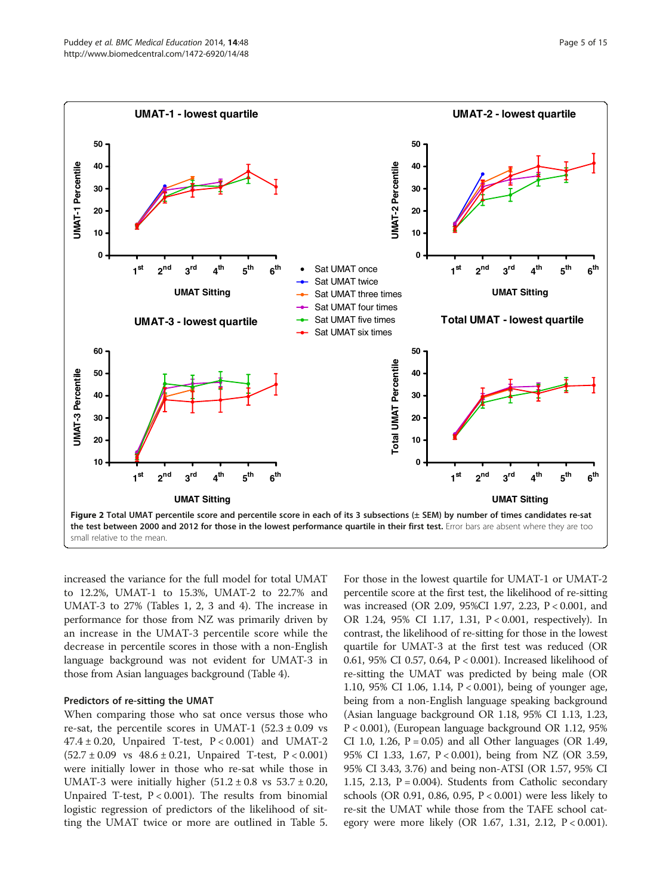**Figure 2 Total UMAT percentile score and percentile score in each of its 3 subsections (± SEM) by number of times candidates re-sat the test between 2000 and 2012 for those in the lowest performance quartile in their first test.** Error bars are absent where they are too small relative to the mean.

increased the variance for the full model for total UMAT to 12.2%, UMAT-1 to 15.3%, UMAT-2 to 22.7% and UMAT-3 to 27% (Tables 1, 2, 3 and 4). The increase in performance for those from NZ was primarily driven by an increase in the UMAT-3 percentile score while the decrease in percentile scores in those with a non-English language background was not evident for UMAT-3 in those from Asian languages background (Table 4).

### Predictors of re-sitting the UMAT

When comparing those who sat once versus those who re-sat, the percentile scores in UMAT-1 (52.3 ± 0.09 vs 47.4 ± 0.20, Unpaired T-test, $P < 0.001$) and UMAT-2 (52.7 ± 0.09 vs 48.6 ± 0.21, Unpaired T-test, $P < 0.001$) were initially lower in those who re-sat while those in UMAT-3 were initially higher (51.2 ± 0.8 vs 53.7 ± 0.20, Unpaired T-test, $P < 0.001$). The results from binomial logistic regression of predictors of the likelihood of sitting the UMAT twice or more are outlined in Table 5. For those in the lowest quartile for UMAT-1 or UMAT-2 percentile score at the first test, the likelihood of re-sitting was increased (OR 2.09, 95%CI 1.97, 2.23, $P < 0.001$, and OR 1.24, 95% CI 1.17, 1.31, $P < 0.001$, respectively). In contrast, the likelihood of re-sitting for those in the lowest quartile for UMAT-3 at the first test was reduced (OR 0.61, 95% CI 0.57, 0.64, $P < 0.001$). Increased likelihood of re-sitting the UMAT was predicted by being male (OR 1.10, 95% CI 1.06, 1.14, $P < 0.001$), being of younger age, being from a non-English language speaking background (Asian language background OR 1.18, 95% CI 1.13, 1.23, $P < 0.001$), (European language background OR 1.12, 95% CI 1.0, 1.26, $P = 0.05$) and all Other languages (OR 1.49, 95% CI 1.33, 1.67, $P < 0.001$), being from NZ (OR 3.59, 95% CI 3.43, 3.76) and being non-ATSI (OR 1.57, 95% CI 1.15, 2.13, $P = 0.004$). Students from Catholic secondary schools (OR 0.91, 0.86, 0.95, $P < 0.001$) were less likely to re-sit the UMAT while those from the TAFE school category were more likely (OR 1.67, 1.31, 2.12, $P < 0.001$).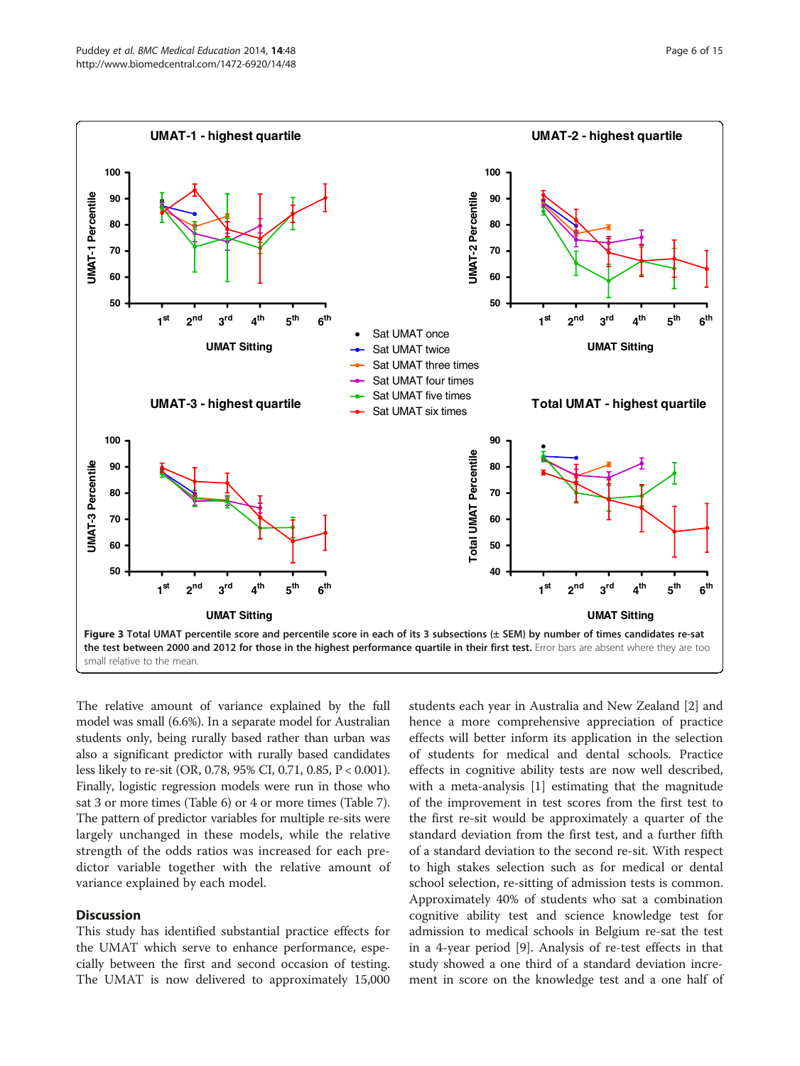**Figure 3 Total UMAT percentile score and percentile score in each of its 3 subsections (± SEM) by number of times candidates re-sat the test between 2000 and 2012 for those in the highest performance quartile in their first test.** Error bars are absent where they are too small relative to the mean.

The relative amount of variance explained by the full model was small (6.6%). In a separate model for Australian students only, being rurally based rather than urban was also a significant predictor with rurally based candidates less likely to re-sit (OR, 0.78, 95% CI, 0.71, 0.85, $P < 0.001$). Finally, logistic regression models were run in those who sat 3 or more times (Table 6) or 4 or more times (Table 7). The pattern of predictor variables for multiple re-sits were largely unchanged in these models, while the relative strength of the odds ratios was increased for each predictor variable together with the relative amount of variance explained by each model.

## Discussion

This study has identified substantial practice effects for the UMAT which serve to enhance performance, especially between the first and second occasion of testing. The UMAT is now delivered to approximately 15,000 students each year in Australia and New Zealand [2] and hence a more comprehensive appreciation of practice effects will better inform its application in the selection of students for medical and dental schools. Practice effects in cognitive ability tests are now well described, with a meta-analysis [1] estimating that the magnitude of the improvement in test scores from the first test to the first re-sit would be approximately a quarter of the standard deviation from the first test, and a further fifth of a standard deviation to the second re-sit. With respect to high stakes selection such as for medical or dental school selection, re-sitting of admission tests is common. Approximately 40% of students who sat a combination cognitive ability test and science knowledge test for admission to medical schools in Belgium re-sat the test in a 4-year period [9]. Analysis of re-test effects in that study showed a one third of a standard deviation increment in score on the knowledge test and a one half of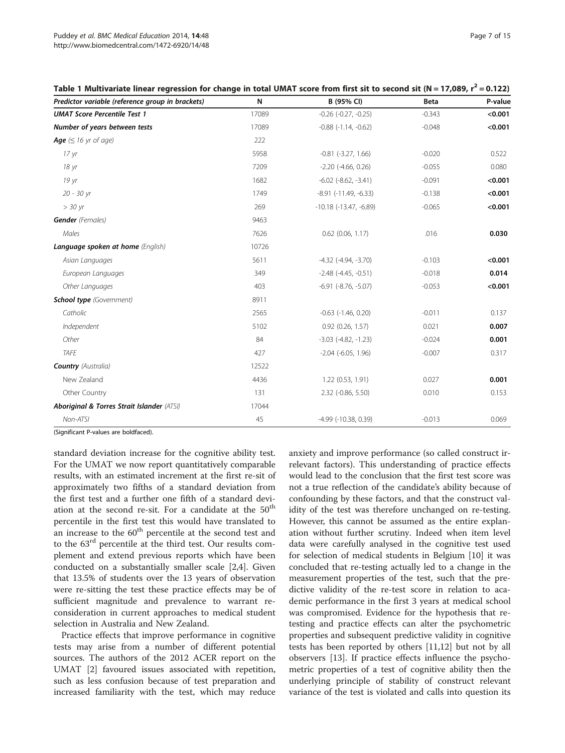**Table 1 Multivariate linear regression for change in total UMAT score from first sit to second sit (N = 17,089, $r^2$ = 0.122)**

| Predictor variable (reference group in brackets) | N | B (95% CI) | Beta | P-value |
|---|---|---|---|---|
| ***UMAT Score Percentile Test 1*** | 17089 | -0.26 (-0.27, -0.25) | -0.343 | **<0.001** |
| ***Number of years between tests*** | 17089 | -0.88 (-1.14, -0.62) | -0.048 | **<0.001** |
| ***Age*** *(≤ 16 yr of age)* | 222 | | | |
| *17 yr* | 5958 | -0.81 (-3.27, 1.66) | -0.020 | 0.522 |
| *18 yr* | 7209 | -2.20 (-4.66, 0.26) | -0.055 | 0.080 |
| *19 yr* | 1682 | -6.02 (-8.62, -3.41) | -0.091 | **<0.001** |
| *20 - 30 yr* | 1749 | -8.91 (-11.49, -6.33) | -0.138 | **<0.001** |
| *> 30 yr* | 269 | -10.18 (-13.47, -6.89) | -0.065 | **<0.001** |
| ***Gender*** *(Females)* | 9463 | | | |
| *Males* | 7626 | 0.62 (0.06, 1.17) | .016 | **0.030** |
| ***Language spoken at home*** *(English)* | 10726 | | | |
| *Asian Languages* | 5611 | -4.32 (-4.94, -3.70) | -0.103 | **<0.001** |
| *European Languages* | 349 | -2.48 (-4.45, -0.51) | -0.018 | **0.014** |
| *Other Languages* | 403 | -6.91 (-8.76, -5.07) | -0.053 | **<0.001** |
| ***School type*** *(Government)* | 8911 | | | |
| *Catholic* | 2565 | -0.63 (-1.46, 0.20) | -0.011 | 0.137 |
| *Independent* | 5102 | 0.92 (0.26, 1.57) | 0.021 | **0.007** |
| *Other* | 84 | -3.03 (-4.82, -1.23) | -0.024 | **0.001** |
| *TAFE* | 427 | -2.04 (-6.05, 1.96) | -0.007 | 0.317 |
| ***Country*** *(Australia)* | 12522 | | | |
| New Zealand | 4436 | 1.22 (0.53, 1.91) | 0.027 | **0.001** |
| Other Country | 131 | 2.32 (-0.86, 5.50) | 0.010 | 0.153 |
| ***Aboriginal & Torres Strait Islander*** *(ATSI)* | 17044 | | | |
| *Non-ATSI* | 45 | -4.99 (-10.38, 0.39) | -0.013 | 0.069 |

(Significant P-values are boldfaced).

standard deviation increase for the cognitive ability test. For the UMAT we now report quantitatively comparable results, with an estimated increment at the first re-sit of approximately two fifths of a standard deviation from the first test and a further one fifth of a standard deviation at the second re-sit. For a candidate at the 50th percentile in the first test this would have translated to an increase to the 60th percentile at the second test and to the 63rd percentile at the third test. Our results complement and extend previous reports which have been conducted on a substantially smaller scale [2,4]. Given that 13.5% of students over the 13 years of observation were re-sitting the test these practice effects may be of sufficient magnitude and prevalence to warrant reconsideration in current approaches to medical student selection in Australia and New Zealand.

Practice effects that improve performance in cognitive tests may arise from a number of different potential sources. The authors of the 2012 ACER report on the UMAT [2] favoured issues associated with repetition, such as less confusion because of test preparation and increased familiarity with the test, which may reduce anxiety and improve performance (so called construct irrelevant factors). This understanding of practice effects would lead to the conclusion that the first test score was not a true reflection of the candidate's ability because of confounding by these factors, and that the construct validity of the test was therefore unchanged on re-testing. However, this cannot be assumed as the entire explanation without further scrutiny. Indeed when item level data were carefully analysed in the cognitive test used for selection of medical students in Belgium [10] it was concluded that re-testing actually led to a change in the measurement properties of the test, such that the predictive validity of the re-test score in relation to academic performance in the first 3 years at medical school was compromised. Evidence for the hypothesis that retesting and practice effects can alter the psychometric properties and subsequent predictive validity in cognitive tests has been reported by others [11,12] but not by all observers [13]. If practice effects influence the psychometric properties of a test of cognitive ability then the underlying principle of stability of construct relevant variance of the test is violated and calls into question its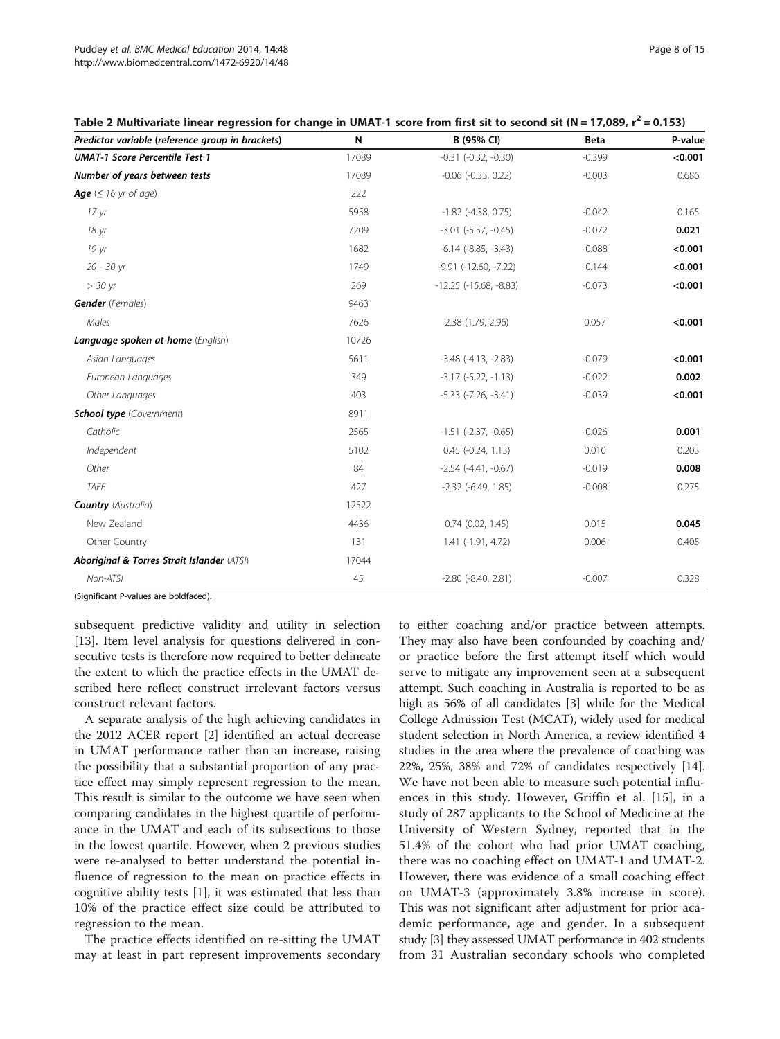**Table 2 Multivariate linear regression for change in UMAT-1 score from first sit to second sit (N = 17,089, $r^2$ = 0.153)**

| *Predictor variable (reference group in brackets)* | N | B (95% CI) | Beta | P-value |
|---|---|---|---|---|
| ***UMAT-1 Score Percentile Test 1*** | 17089 | -0.31 (-0.32, -0.30) | -0.399 | **<0.001** |
| ***Number of years between tests*** | 17089 | -0.06 (-0.33, 0.22) | -0.003 | 0.686 |
| ***Age*** *(≤ 16 yr of age)* | 222 | | | |
| *17 yr* | 5958 | -1.82 (-4.38, 0.75) | -0.042 | 0.165 |
| *18 yr* | 7209 | -3.01 (-5.57, -0.45) | -0.072 | **0.021** |
| *19 yr* | 1682 | -6.14 (-8.85, -3.43) | -0.088 | **<0.001** |
| *20 - 30 yr* | 1749 | -9.91 (-12.60, -7.22) | -0.144 | **<0.001** |
| *> 30 yr* | 269 | -12.25 (-15.68, -8.83) | -0.073 | **<0.001** |
| ***Gender*** *(Females)* | 9463 | | | |
| *Males* | 7626 | 2.38 (1.79, 2.96) | 0.057 | **<0.001** |
| ***Language spoken at home*** *(English)* | 10726 | | | |
| *Asian Languages* | 5611 | -3.48 (-4.13, -2.83) | -0.079 | **<0.001** |
| *European Languages* | 349 | -3.17 (-5.22, -1.13) | -0.022 | **0.002** |
| *Other Languages* | 403 | -5.33 (-7.26, -3.41) | -0.039 | **<0.001** |
| ***School type*** *(Government)* | 8911 | | | |
| *Catholic* | 2565 | -1.51 (-2.37, -0.65) | -0.026 | **0.001** |
| *Independent* | 5102 | 0.45 (-0.24, 1.13) | 0.010 | 0.203 |
| *Other* | 84 | -2.54 (-4.41, -0.67) | -0.019 | **0.008** |
| *TAFE* | 427 | -2.32 (-6.49, 1.85) | -0.008 | 0.275 |
| ***Country*** *(Australia)* | 12522 | | | |
| New Zealand | 4436 | 0.74 (0.02, 1.45) | 0.015 | **0.045** |
| Other Country | 131 | 1.41 (-1.91, 4.72) | 0.006 | 0.405 |
| ***Aboriginal & Torres Strait Islander*** *(ATSI)* | 17044 | | | |
| *Non-ATSI* | 45 | -2.80 (-8.40, 2.81) | -0.007 | 0.328 |

(Significant P-values are boldfaced).

subsequent predictive validity and utility in selection [13]. Item level analysis for questions delivered in consecutive tests is therefore now required to better delineate the extent to which the practice effects in the UMAT described here reflect construct irrelevant factors versus construct relevant factors.

A separate analysis of the high achieving candidates in the 2012 ACER report [2] identified an actual decrease in UMAT performance rather than an increase, raising the possibility that a substantial proportion of any practice effect may simply represent regression to the mean. This result is similar to the outcome we have seen when comparing candidates in the highest quartile of performance in the UMAT and each of its subsections to those in the lowest quartile. However, when 2 previous studies were re-analysed to better understand the potential influence of regression to the mean on practice effects in cognitive ability tests [1], it was estimated that less than 10% of the practice effect size could be attributed to regression to the mean.

The practice effects identified on re-sitting the UMAT may at least in part represent improvements secondary to either coaching and/or practice between attempts. They may also have been confounded by coaching and/or practice before the first attempt itself which would serve to mitigate any improvement seen at a subsequent attempt. Such coaching in Australia is reported to be as high as 56% of all candidates [3] while for the Medical College Admission Test (MCAT), widely used for medical student selection in North America, a review identified 4 studies in the area where the prevalence of coaching was 22%, 25%, 38% and 72% of candidates respectively [14]. We have not been able to measure such potential influences in this study. However, Griffin et al. [15], in a study of 287 applicants to the School of Medicine at the University of Western Sydney, reported that in the 51.4% of the cohort who had prior UMAT coaching, there was no coaching effect on UMAT-1 and UMAT-2. However, there was evidence of a small coaching effect on UMAT-3 (approximately 3.8% increase in score). This was not significant after adjustment for prior academic performance, age and gender. In a subsequent study [3] they assessed UMAT performance in 402 students from 31 Australian secondary schools who completed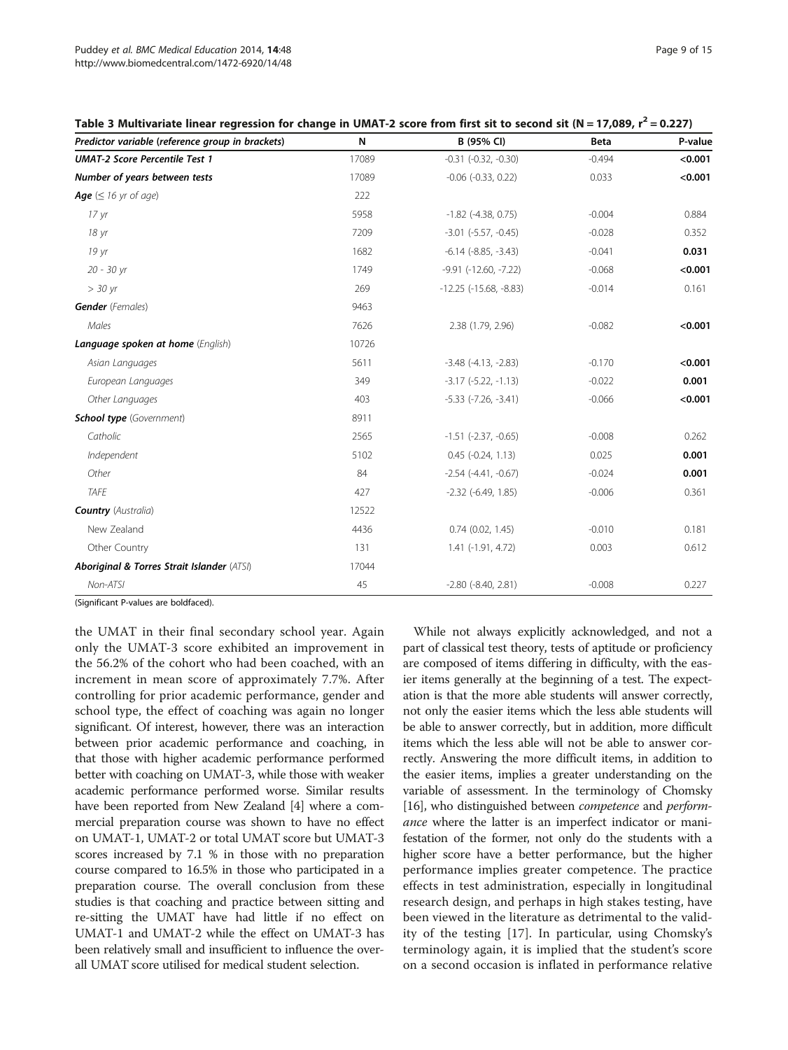**Table 3 Multivariate linear regression for change in UMAT-2 score from first sit to second sit (N = 17,089, $r^2$ = 0.227)**

| *Predictor variable (reference group in brackets)* | N | B (95% CI) | Beta | P-value |
|---|---|---|---|---|
| ***UMAT-2 Score Percentile Test 1*** | 17089 | -0.31 (-0.32, -0.30) | -0.494 | **<0.001** |
| ***Number of years between tests*** | 17089 | -0.06 (-0.33, 0.22) | 0.033 | **<0.001** |
| ***Age*** *(≤ 16 yr of age)* | 222 | | | |
| *17 yr* | 5958 | -1.82 (-4.38, 0.75) | -0.004 | 0.884 |
| *18 yr* | 7209 | -3.01 (-5.57, -0.45) | -0.028 | 0.352 |
| *19 yr* | 1682 | -6.14 (-8.85, -3.43) | -0.041 | **0.031** |
| *20 - 30 yr* | 1749 | -9.91 (-12.60, -7.22) | -0.068 | **<0.001** |
| *> 30 yr* | 269 | -12.25 (-15.68, -8.83) | -0.014 | 0.161 |
| ***Gender*** *(Females)* | 9463 | | | |
| *Males* | 7626 | 2.38 (1.79, 2.96) | -0.082 | **<0.001** |
| ***Language spoken at home*** *(English)* | 10726 | | | |
| *Asian Languages* | 5611 | -3.48 (-4.13, -2.83) | -0.170 | **<0.001** |
| *European Languages* | 349 | -3.17 (-5.22, -1.13) | -0.022 | **0.001** |
| *Other Languages* | 403 | -5.33 (-7.26, -3.41) | -0.066 | **<0.001** |
| ***School type*** *(Government)* | 8911 | | | |
| *Catholic* | 2565 | -1.51 (-2.37, -0.65) | -0.008 | 0.262 |
| *Independent* | 5102 | 0.45 (-0.24, 1.13) | 0.025 | **0.001** |
| *Other* | 84 | -2.54 (-4.41, -0.67) | -0.024 | **0.001** |
| *TAFE* | 427 | -2.32 (-6.49, 1.85) | -0.006 | 0.361 |
| ***Country*** *(Australia)* | 12522 | | | |
| New Zealand | 4436 | 0.74 (0.02, 1.45) | -0.010 | 0.181 |
| Other Country | 131 | 1.41 (-1.91, 4.72) | 0.003 | 0.612 |
| ***Aboriginal & Torres Strait Islander*** *(ATSI)* | 17044 | | | |
| *Non-ATSI* | 45 | -2.80 (-8.40, 2.81) | -0.008 | 0.227 |

(Significant P-values are boldfaced).

the UMAT in their final secondary school year. Again only the UMAT-3 score exhibited an improvement in the 56.2% of the cohort who had been coached, with an increment in mean score of approximately 7.7%. After controlling for prior academic performance, gender and school type, the effect of coaching was again no longer significant. Of interest, however, there was an interaction between prior academic performance and coaching, in that those with higher academic performance performed better with coaching on UMAT-3, while those with weaker academic performance performed worse. Similar results have been reported from New Zealand [4] where a commercial preparation course was shown to have no effect on UMAT-1, UMAT-2 or total UMAT score but UMAT-3 scores increased by 7.1 % in those with no preparation course compared to 16.5% in those who participated in a preparation course. The overall conclusion from these studies is that coaching and practice between sitting and re-sitting the UMAT have had little if no effect on UMAT-1 and UMAT-2 while the effect on UMAT-3 has been relatively small and insufficient to influence the overall UMAT score utilised for medical student selection.

While not always explicitly acknowledged, and not a part of classical test theory, tests of aptitude or proficiency are composed of items differing in difficulty, with the easier items generally at the beginning of a test. The expectation is that the more able students will answer correctly, not only the easier items which the less able students will be able to answer correctly, but in addition, more difficult items which the less able will not be able to answer correctly. Answering the more difficult items, in addition to the easier items, implies a greater understanding on the variable of assessment. In the terminology of Chomsky [16], who distinguished between *competence* and *performance* where the latter is an imperfect indicator or manifestation of the former, not only do the students with a higher score have a better performance, but the higher performance implies greater competence. The practice effects in test administration, especially in longitudinal research design, and perhaps in high stakes testing, have been viewed in the literature as detrimental to the validity of the testing [17]. In particular, using Chomsky's terminology again, it is implied that the student's score on a second occasion is inflated in performance relative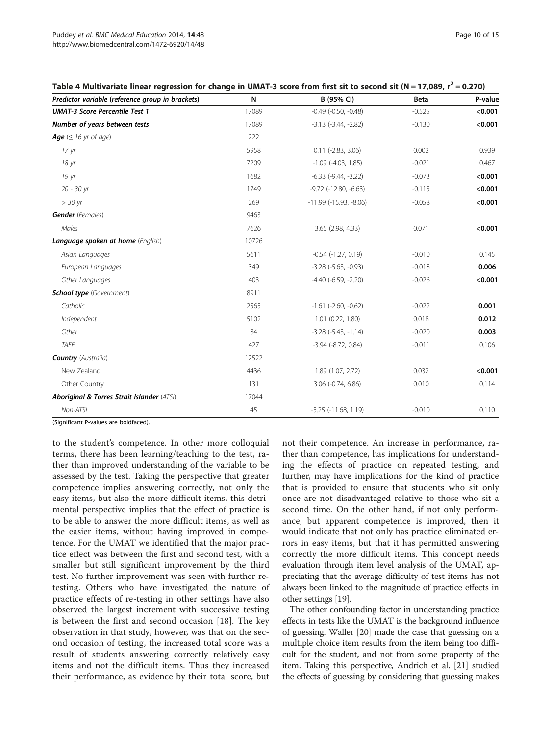**Table 4 Multivariate linear regression for change in UMAT-3 score from first sit to second sit (N = 17,089, $r^2 = 0.270$)**

| Predictor variable (reference group in brackets) | N | B (95% CI) | Beta | P-value |
|---|---|---|---|---|
| ***UMAT-3 Score Percentile Test 1*** | 17089 | -0.49 (-0.50, -0.48) | -0.525 | **<0.001** |
| ***Number of years between tests*** | 17089 | -3.13 (-3.44, -2.82) | -0.130 | **<0.001** |
| ***Age*** *(≤ 16 yr of age)* | 222 | | | |
| *17 yr* | 5958 | 0.11 (-2.83, 3.06) | 0.002 | 0.939 |
| *18 yr* | 7209 | -1.09 (-4.03, 1.85) | -0.021 | 0.467 |
| *19 yr* | 1682 | -6.33 (-9.44, -3.22) | -0.073 | **<0.001** |
| *20 - 30 yr* | 1749 | -9.72 (-12.80, -6.63) | -0.115 | **<0.001** |
| *> 30 yr* | 269 | -11.99 (-15.93, -8.06) | -0.058 | **<0.001** |
| ***Gender*** *(Females)* | 9463 | | | |
| *Males* | 7626 | 3.65 (2.98, 4.33) | 0.071 | **<0.001** |
| ***Language spoken at home*** *(English)* | 10726 | | | |
| *Asian Languages* | 5611 | -0.54 (-1.27, 0.19) | -0.010 | 0.145 |
| *European Languages* | 349 | -3.28 (-5.63, -0.93) | -0.018 | **0.006** |
| *Other Languages* | 403 | -4.40 (-6.59, -2.20) | -0.026 | **<0.001** |
| ***School type*** *(Government)* | 8911 | | | |
| *Catholic* | 2565 | -1.61 (-2.60, -0.62) | -0.022 | **0.001** |
| *Independent* | 5102 | 1.01 (0.22, 1.80) | 0.018 | **0.012** |
| *Other* | 84 | -3.28 (-5.43, -1.14) | -0.020 | **0.003** |
| *TAFE* | 427 | -3.94 (-8.72, 0.84) | -0.011 | 0.106 |
| ***Country*** *(Australia)* | 12522 | | | |
| New Zealand | 4436 | 1.89 (1.07, 2.72) | 0.032 | **<0.001** |
| Other Country | 131 | 3.06 (-0.74, 6.86) | 0.010 | 0.114 |
| ***Aboriginal & Torres Strait Islander*** *(ATSI)* | 17044 | | | |
| Non-ATSI | 45 | -5.25 (-11.68, 1.19) | -0.010 | 0.110 |

(Significant P-values are boldfaced).

to the student's competence. In other more colloquial terms, there has been learning/teaching to the test, rather than improved understanding of the variable to be assessed by the test. Taking the perspective that greater competence implies answering correctly, not only the easy items, but also the more difficult items, this detrimental perspective implies that the effect of practice is to be able to answer the more difficult items, as well as the easier items, without having improved in competence. For the UMAT we identified that the major practice effect was between the first and second test, with a smaller but still significant improvement by the third test. No further improvement was seen with further retesting. Others who have investigated the nature of practice effects of re-testing in other settings have also observed the largest increment with successive testing is between the first and second occasion [18]. The key observation in that study, however, was that on the second occasion of testing, the increased total score was a result of students answering correctly relatively easy items and not the difficult items. Thus they increased their performance, as evidence by their total score, but not their competence. An increase in performance, rather than competence, has implications for understanding the effects of practice on repeated testing, and further, may have implications for the kind of practice that is provided to ensure that students who sit only once are not disadvantaged relative to those who sit a second time. On the other hand, if not only performance, but apparent competence is improved, then it would indicate that not only has practice eliminated errors in easy items, but that it has permitted answering correctly the more difficult items. This concept needs evaluation through item level analysis of the UMAT, appreciating that the average difficulty of test items has not always been linked to the magnitude of practice effects in other settings [19].

The other confounding factor in understanding practice effects in tests like the UMAT is the background influence of guessing. Waller [20] made the case that guessing on a multiple choice item results from the item being too difficult for the student, and not from some property of the item. Taking this perspective, Andrich et al. [21] studied the effects of guessing by considering that guessing makes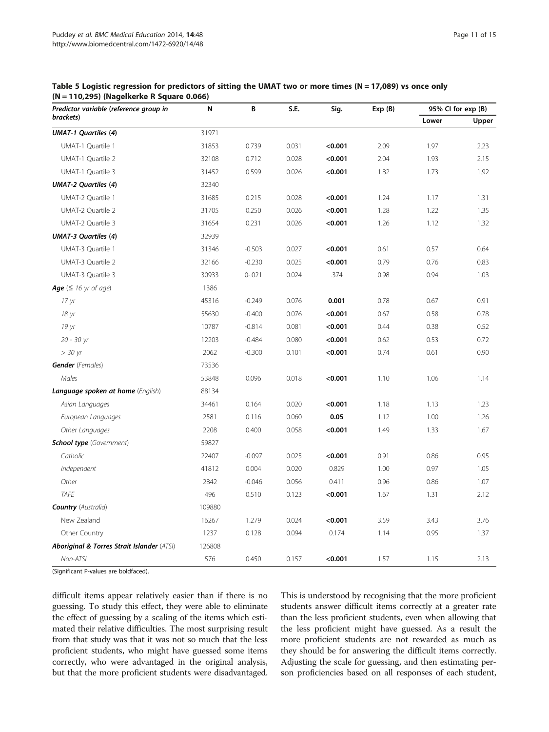**Table 5 Logistic regression for predictors of sitting the UMAT two or more times (N = 17,089) vs once only (N = 110,295) (Nagelkerke R Square 0.066)**

| Predictor variable (reference group in brackets) | N | B | S.E. | Sig. | Exp (B) | 95% CI for exp (B) | |
|---|---|---|---|---|---|---|---|
| | | | | | | Lower | Upper |
| ***UMAT-1 Quartiles (4)*** | 31971 | | | | | | |
| UMAT-1 Quartile 1 | 31853 | 0.739 | 0.031 | **<0.001** | 2.09 | 1.97 | 2.23 |
| UMAT-1 Quartile 2 | 32108 | 0.712 | 0.028 | **<0.001** | 2.04 | 1.93 | 2.15 |
| UMAT-1 Quartile 3 | 31452 | 0.599 | 0.026 | **<0.001** | 1.82 | 1.73 | 1.92 |
| ***UMAT-2 Quartiles (4)*** | 32340 | | | | | | |
| UMAT-2 Quartile 1 | 31685 | 0.215 | 0.028 | **<0.001** | 1.24 | 1.17 | 1.31 |
| UMAT-2 Quartile 2 | 31705 | 0.250 | 0.026 | **<0.001** | 1.28 | 1.22 | 1.35 |
| UMAT-2 Quartile 3 | 31654 | 0.231 | 0.026 | **<0.001** | 1.26 | 1.12 | 1.32 |
| ***UMAT-3 Quartiles (4)*** | 32939 | | | | | | |
| UMAT-3 Quartile 1 | 31346 | -0.503 | 0.027 | **<0.001** | 0.61 | 0.57 | 0.64 |
| UMAT-3 Quartile 2 | 32166 | -0.230 | 0.025 | **<0.001** | 0.79 | 0.76 | 0.83 |
| UMAT-3 Quartile 3 | 30933 | 0-.021 | 0.024 | .374 | 0.98 | 0.94 | 1.03 |
| ***Age*** (*≤ 16 yr of age*) | 1386 | | | | | | |
| *17 yr* | 45316 | -0.249 | 0.076 | **0.001** | 0.78 | 0.67 | 0.91 |
| *18 yr* | 55630 | -0.400 | 0.076 | **<0.001** | 0.67 | 0.58 | 0.78 |
| *19 yr* | 10787 | -0.814 | 0.081 | **<0.001** | 0.44 | 0.38 | 0.52 |
| *20 - 30 yr* | 12203 | -0.484 | 0.080 | **<0.001** | 0.62 | 0.53 | 0.72 |
| *> 30 yr* | 2062 | -0.300 | 0.101 | **<0.001** | 0.74 | 0.61 | 0.90 |
| ***Gender*** (*Females*) | 73536 | | | | | | |
| *Males* | 53848 | 0.096 | 0.018 | **<0.001** | 1.10 | 1.06 | 1.14 |
| ***Language spoken at home*** (*English*) | 88134 | | | | | | |
| *Asian Languages* | 34461 | 0.164 | 0.020 | **<0.001** | 1.18 | 1.13 | 1.23 |
| *European Languages* | 2581 | 0.116 | 0.060 | **0.05** | 1.12 | 1.00 | 1.26 |
| *Other Languages* | 2208 | 0.400 | 0.058 | **<0.001** | 1.49 | 1.33 | 1.67 |
| ***School type*** (*Government*) | 59827 | | | | | | |
| *Catholic* | 22407 | -0.097 | 0.025 | **<0.001** | 0.91 | 0.86 | 0.95 |
| *Independent* | 41812 | 0.004 | 0.020 | 0.829 | 1.00 | 0.97 | 1.05 |
| *Other* | 2842 | -0.046 | 0.056 | 0.411 | 0.96 | 0.86 | 1.07 |
| *TAFE* | 496 | 0.510 | 0.123 | **<0.001** | 1.67 | 1.31 | 2.12 |
| ***Country*** (*Australia*) | 109880 | | | | | | |
| New Zealand | 16267 | 1.279 | 0.024 | **<0.001** | 3.59 | 3.43 | 3.76 |
| Other Country | 1237 | 0.128 | 0.094 | 0.174 | 1.14 | 0.95 | 1.37 |
| ***Aboriginal & Torres Strait Islander*** (*ATSI*) | 126808 | | | | | | |
| *Non-ATSI* | 576 | 0.450 | 0.157 | **<0.001** | 1.57 | 1.15 | 2.13 |

(Significant P-values are boldfaced).

difficult items appear relatively easier than if there is no guessing. To study this effect, they were able to eliminate the effect of guessing by a scaling of the items which estimated their relative difficulties. The most surprising result from that study was that it was not so much that the less proficient students, who might have guessed some items correctly, who were advantaged in the original analysis, but that the more proficient students were disadvantaged. This is understood by recognising that the more proficient students answer difficult items correctly at a greater rate than the less proficient students, even when allowing that the less proficient might have guessed. As a result the more proficient students are not rewarded as much as they should be for answering the difficult items correctly. Adjusting the scale for guessing, and then estimating person proficiencies based on all responses of each student,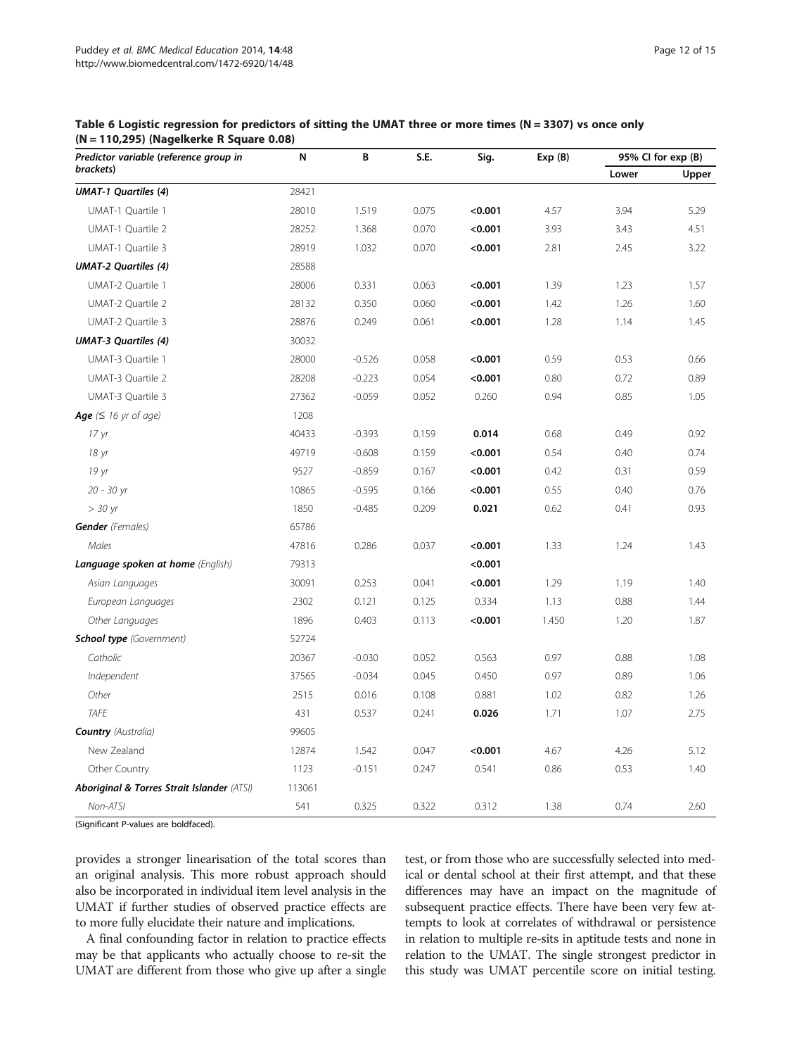**Table 6 Logistic regression for predictors of sitting the UMAT three or more times (N = 3307) vs once only (N = 110,295) (Nagelkerke R Square 0.08)**

| Predictor variable (reference group in brackets) | N | B | S.E. | Sig. | Exp (B) | 95% CI for exp (B) | |
|---|---|---|---|---|---|---|---|
| | | | | | | Lower | Upper |
| ***UMAT-1 Quartiles (4)*** | 28421 | | | | | | |
| UMAT-1 Quartile 1 | 28010 | 1.519 | 0.075 | **<0.001** | 4.57 | 3.94 | 5.29 |
| UMAT-1 Quartile 2 | 28252 | 1.368 | 0.070 | **<0.001** | 3.93 | 3.43 | 4.51 |
| UMAT-1 Quartile 3 | 28919 | 1.032 | 0.070 | **<0.001** | 2.81 | 2.45 | 3.22 |
| ***UMAT-2 Quartiles (4)*** | 28588 | | | | | | |
| UMAT-2 Quartile 1 | 28006 | 0.331 | 0.063 | **<0.001** | 1.39 | 1.23 | 1.57 |
| UMAT-2 Quartile 2 | 28132 | 0.350 | 0.060 | **<0.001** | 1.42 | 1.26 | 1.60 |
| UMAT-2 Quartile 3 | 28876 | 0.249 | 0.061 | **<0.001** | 1.28 | 1.14 | 1.45 |
| ***UMAT-3 Quartiles (4)*** | 30032 | | | | | | |
| UMAT-3 Quartile 1 | 28000 | -0.526 | 0.058 | **<0.001** | 0.59 | 0.53 | 0.66 |
| UMAT-3 Quartile 2 | 28208 | -0.223 | 0.054 | **<0.001** | 0.80 | 0.72 | 0.89 |
| UMAT-3 Quartile 3 | 27362 | -0.059 | 0.052 | 0.260 | 0.94 | 0.85 | 1.05 |
| ***Age*** *(≤ 16 yr of age)* | 1208 | | | | | | |
| *17 yr* | 40433 | -0.393 | 0.159 | **0.014** | 0.68 | 0.49 | 0.92 |
| *18 yr* | 49719 | -0.608 | 0.159 | **<0.001** | 0.54 | 0.40 | 0.74 |
| *19 yr* | 9527 | -0.859 | 0.167 | **<0.001** | 0.42 | 0.31 | 0.59 |
| *20 - 30 yr* | 10865 | -0.595 | 0.166 | **<0.001** | 0.55 | 0.40 | 0.76 |
| *> 30 yr* | 1850 | -0.485 | 0.209 | **0.021** | 0.62 | 0.41 | 0.93 |
| ***Gender*** *(Females)* | 65786 | | | | | | |
| *Males* | 47816 | 0.286 | 0.037 | **<0.001** | 1.33 | 1.24 | 1.43 |
| ***Language spoken at home*** *(English)* | 79313 | | | **<0.001** | | | |
| *Asian Languages* | 30091 | 0.253 | 0.041 | **<0.001** | 1.29 | 1.19 | 1.40 |
| *European Languages* | 2302 | 0.121 | 0.125 | 0.334 | 1.13 | 0.88 | 1.44 |
| *Other Languages* | 1896 | 0.403 | 0.113 | **<0.001** | 1.450 | 1.20 | 1.87 |
| ***School type*** *(Government)* | 52724 | | | | | | |
| *Catholic* | 20367 | -0.030 | 0.052 | 0.563 | 0.97 | 0.88 | 1.08 |
| *Independent* | 37565 | -0.034 | 0.045 | 0.450 | 0.97 | 0.89 | 1.06 |
| *Other* | 2515 | 0.016 | 0.108 | 0.881 | 1.02 | 0.82 | 1.26 |
| *TAFE* | 431 | 0.537 | 0.241 | **0.026** | 1.71 | 1.07 | 2.75 |
| ***Country*** *(Australia)* | 99605 | | | | | | |
| New Zealand | 12874 | 1.542 | 0.047 | **<0.001** | 4.67 | 4.26 | 5.12 |
| Other Country | 1123 | -0.151 | 0.247 | 0.541 | 0.86 | 0.53 | 1.40 |
| ***Aboriginal & Torres Strait Islander*** *(ATSI)* | 113061 | | | | | | |
| *Non-ATSI* | 541 | 0.325 | 0.322 | 0.312 | 1.38 | 0.74 | 2.60 |

(Significant P-values are boldfaced).

provides a stronger linearisation of the total scores than an original analysis. This more robust approach should also be incorporated in individual item level analysis in the UMAT if further studies of observed practice effects are to more fully elucidate their nature and implications.

A final confounding factor in relation to practice effects may be that applicants who actually choose to re-sit the UMAT are different from those who give up after a single test, or from those who are successfully selected into medical or dental school at their first attempt, and that these differences may have an impact on the magnitude of subsequent practice effects. There have been very few attempts to look at correlates of withdrawal or persistence in relation to multiple re-sits in aptitude tests and none in relation to the UMAT. The single strongest predictor in this study was UMAT percentile score on initial testing.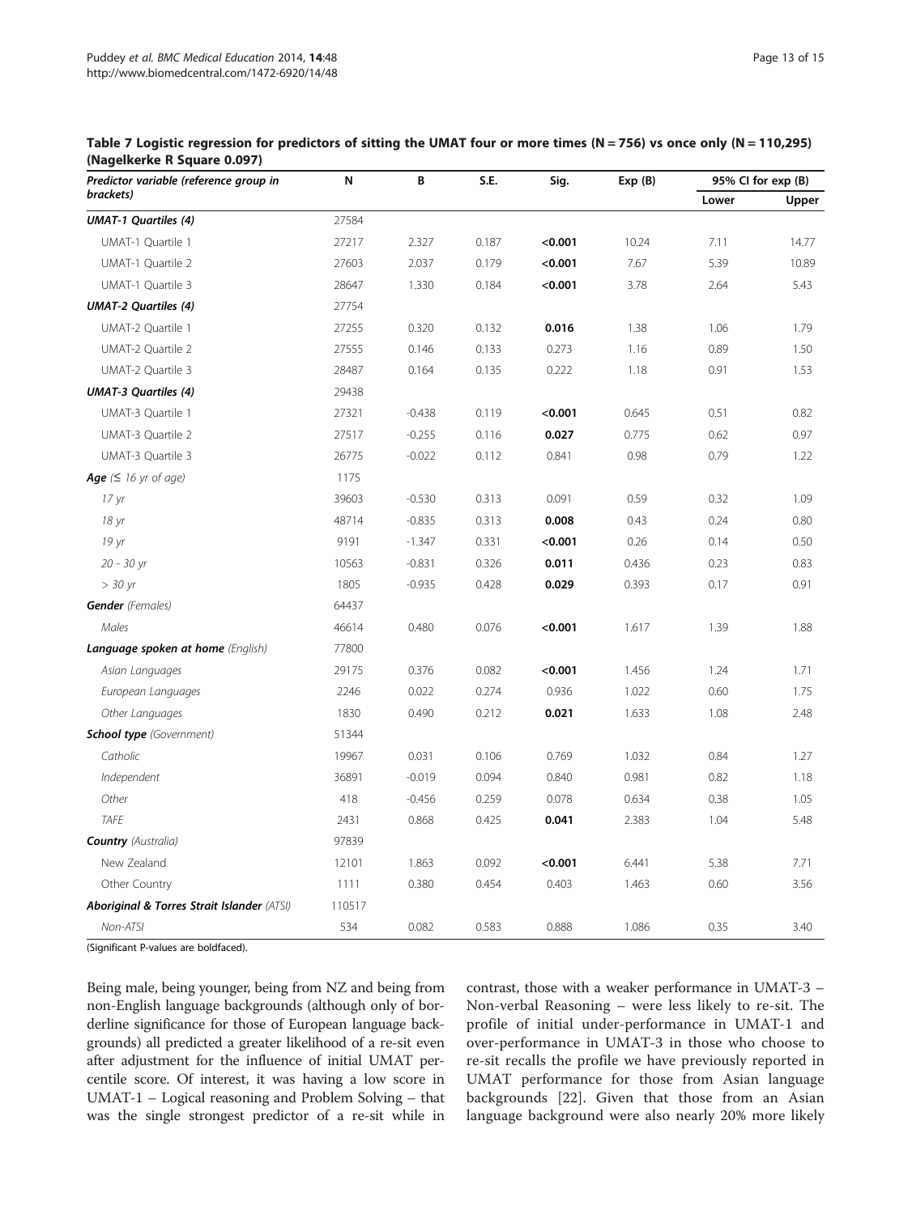**Table 7 Logistic regression for predictors of sitting the UMAT four or more times (N = 756) vs once only (N = 110,295) (Nagelkerke R Square 0.097)**

| *Predictor variable (reference group in brackets)* | N | B | S.E. | Sig. | Exp (B) | 95% CI for exp (B) | |
|---|---|---|---|---|---|---|---|
| | | | | | | Lower | Upper |
| ***UMAT-1 Quartiles (4)*** | 27584 | | | | | | |
| UMAT-1 Quartile 1 | 27217 | 2.327 | 0.187 | **<0.001** | 10.24 | 7.11 | 14.77 |
| UMAT-1 Quartile 2 | 27603 | 2.037 | 0.179 | **<0.001** | 7.67 | 5.39 | 10.89 |
| UMAT-1 Quartile 3 | 28647 | 1.330 | 0.184 | **<0.001** | 3.78 | 2.64 | 5.43 |
| ***UMAT-2 Quartiles (4)*** | 27754 | | | | | | |
| UMAT-2 Quartile 1 | 27255 | 0.320 | 0.132 | **0.016** | 1.38 | 1.06 | 1.79 |
| UMAT-2 Quartile 2 | 27555 | 0.146 | 0.133 | 0.273 | 1.16 | 0.89 | 1.50 |
| UMAT-2 Quartile 3 | 28487 | 0.164 | 0.135 | 0.222 | 1.18 | 0.91 | 1.53 |
| ***UMAT-3 Quartiles (4)*** | 29438 | | | | | | |
| UMAT-3 Quartile 1 | 27321 | -0.438 | 0.119 | **<0.001** | 0.645 | 0.51 | 0.82 |
| UMAT-3 Quartile 2 | 27517 | -0.255 | 0.116 | **0.027** | 0.775 | 0.62 | 0.97 |
| UMAT-3 Quartile 3 | 26775 | -0.022 | 0.112 | 0.841 | 0.98 | 0.79 | 1.22 |
| **Age** *(≤ 16 yr of age)* | 1175 | | | | | | |
| *17 yr* | 39603 | -0.530 | 0.313 | 0.091 | 0.59 | 0.32 | 1.09 |
| *18 yr* | 48714 | -0.835 | 0.313 | **0.008** | 0.43 | 0.24 | 0.80 |
| *19 yr* | 9191 | -1.347 | 0.331 | **<0.001** | 0.26 | 0.14 | 0.50 |
| *20 - 30 yr* | 10563 | -0.831 | 0.326 | **0.011** | 0.436 | 0.23 | 0.83 |
| *> 30 yr* | 1805 | -0.935 | 0.428 | **0.029** | 0.393 | 0.17 | 0.91 |
| **Gender** *(Females)* | 64437 | | | | | | |
| *Males* | 46614 | 0.480 | 0.076 | **<0.001** | 1.617 | 1.39 | 1.88 |
| **Language spoken at home** *(English)* | 77800 | | | | | | |
| *Asian Languages* | 29175 | 0.376 | 0.082 | **<0.001** | 1.456 | 1.24 | 1.71 |
| *European Languages* | 2246 | 0.022 | 0.274 | 0.936 | 1.022 | 0.60 | 1.75 |
| *Other Languages* | 1830 | 0.490 | 0.212 | **0.021** | 1.633 | 1.08 | 2.48 |
| **School type** *(Government)* | 51344 | | | | | | |
| *Catholic* | 19967 | 0.031 | 0.106 | 0.769 | 1.032 | 0.84 | 1.27 |
| *Independent* | 36891 | -0.019 | 0.094 | 0.840 | 0.981 | 0.82 | 1.18 |
| *Other* | 418 | -0.456 | 0.259 | 0.078 | 0.634 | 0.38 | 1.05 |
| *TAFE* | 2431 | 0.868 | 0.425 | **0.041** | 2.383 | 1.04 | 5.48 |
| **Country** *(Australia)* | 97839 | | | | | | |
| New Zealand | 12101 | 1.863 | 0.092 | **<0.001** | 6.441 | 5.38 | 7.71 |
| Other Country | 1111 | 0.380 | 0.454 | 0.403 | 1.463 | 0.60 | 3.56 |
| **Aboriginal & Torres Strait Islander** *(ATSI)* | 110517 | | | | | | |
| *Non-ATSI* | 534 | 0.082 | 0.583 | 0.888 | 1.086 | 0.35 | 3.40 |

(Significant P-values are boldfaced).

Being male, being younger, being from NZ and being from non-English language backgrounds (although only of borderline significance for those of European language backgrounds) all predicted a greater likelihood of a re-sit even after adjustment for the influence of initial UMAT percentile score. Of interest, it was having a low score in UMAT-1 – Logical reasoning and Problem Solving – that was the single strongest predictor of a re-sit while in contrast, those with a weaker performance in UMAT-3 – Non-verbal Reasoning – were less likely to re-sit. The profile of initial under-performance in UMAT-1 and over-performance in UMAT-3 in those who choose to re-sit recalls the profile we have previously reported in UMAT performance for those from Asian language backgrounds [22]. Given that those from an Asian language background were also nearly 20% more likely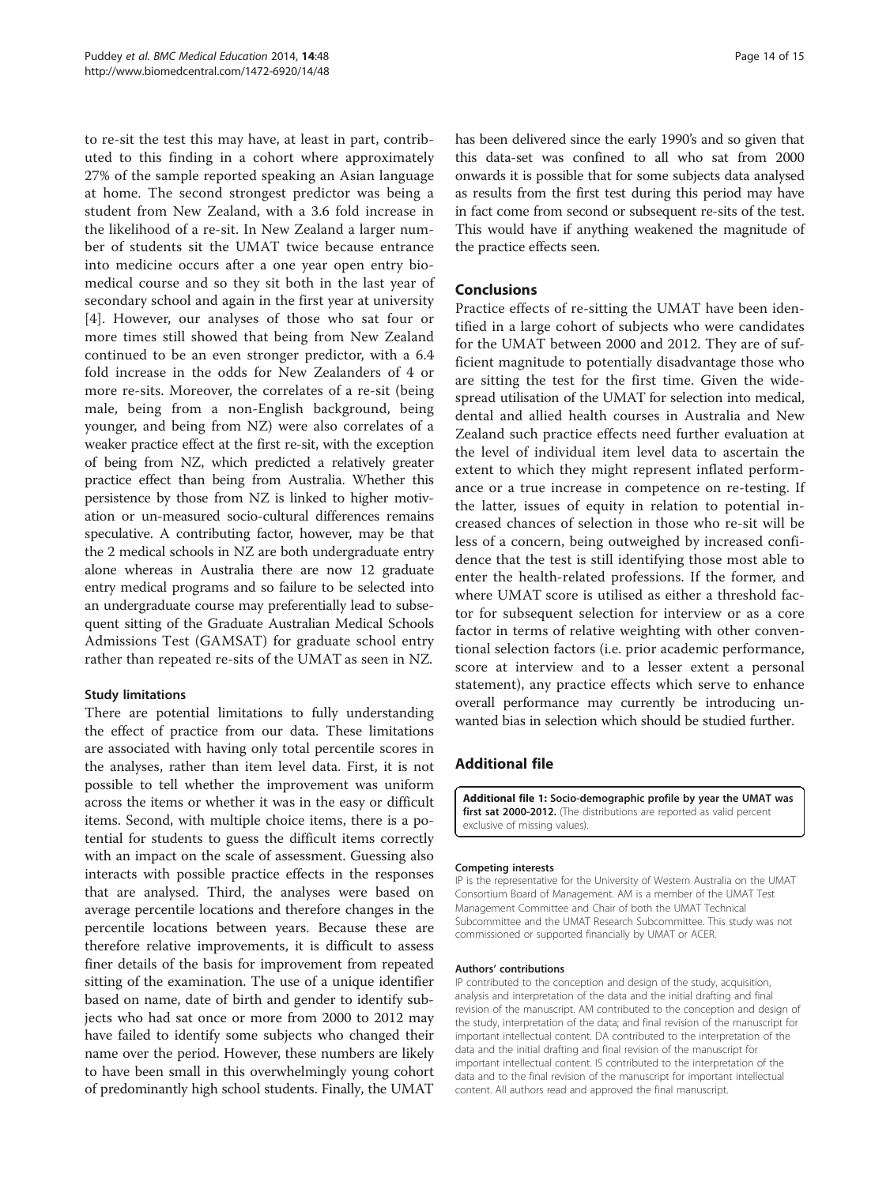to re-sit the test this may have, at least in part, contributed to this finding in a cohort where approximately 27% of the sample reported speaking an Asian language at home. The second strongest predictor was being a student from New Zealand, with a 3.6 fold increase in the likelihood of a re-sit. In New Zealand a larger number of students sit the UMAT twice because entrance into medicine occurs after a one year open entry biomedical course and so they sit both in the last year of secondary school and again in the first year at university [4]. However, our analyses of those who sat four or more times still showed that being from New Zealand continued to be an even stronger predictor, with a 6.4 fold increase in the odds for New Zealanders of 4 or more re-sits. Moreover, the correlates of a re-sit (being male, being from a non-English background, being younger, and being from NZ) were also correlates of a weaker practice effect at the first re-sit, with the exception of being from NZ, which predicted a relatively greater practice effect than being from Australia. Whether this persistence by those from NZ is linked to higher motivation or un-measured socio-cultural differences remains speculative. A contributing factor, however, may be that the 2 medical schools in NZ are both undergraduate entry alone whereas in Australia there are now 12 graduate entry medical programs and so failure to be selected into an undergraduate course may preferentially lead to subsequent sitting of the Graduate Australian Medical Schools Admissions Test (GAMSAT) for graduate school entry rather than repeated re-sits of the UMAT as seen in NZ.

#### Study limitations

There are potential limitations to fully understanding the effect of practice from our data. These limitations are associated with having only total percentile scores in the analyses, rather than item level data. First, it is not possible to tell whether the improvement was uniform across the items or whether it was in the easy or difficult items. Second, with multiple choice items, there is a potential for students to guess the difficult items correctly with an impact on the scale of assessment. Guessing also interacts with possible practice effects in the responses that are analysed. Third, the analyses were based on average percentile locations and therefore changes in the percentile locations between years. Because these are therefore relative improvements, it is difficult to assess finer details of the basis for improvement from repeated sitting of the examination. The use of a unique identifier based on name, date of birth and gender to identify subjects who had sat once or more from 2000 to 2012 may have failed to identify some subjects who changed their name over the period. However, these numbers are likely to have been small in this overwhelmingly young cohort of predominantly high school students. Finally, the UMAT has been delivered since the early 1990's and so given that this data-set was confined to all who sat from 2000 onwards it is possible that for some subjects data analysed as results from the first test during this period may have in fact come from second or subsequent re-sits of the test. This would have if anything weakened the magnitude of the practice effects seen.

### Conclusions

Practice effects of re-sitting the UMAT have been identified in a large cohort of subjects who were candidates for the UMAT between 2000 and 2012. They are of sufficient magnitude to potentially disadvantage those who are sitting the test for the first time. Given the widespread utilisation of the UMAT for selection into medical, dental and allied health courses in Australia and New Zealand such practice effects need further evaluation at the level of individual item level data to ascertain the extent to which they might represent inflated performance or a true increase in competence on re-testing. If the latter, issues of equity in relation to potential increased chances of selection in those who re-sit will be less of a concern, being outweighed by increased confidence that the test is still identifying those most able to enter the health-related professions. If the former, and where UMAT score is utilised as either a threshold factor for subsequent selection for interview or as a core factor in terms of relative weighting with other conventional selection factors (i.e. prior academic performance, score at interview and to a lesser extent a personal statement), any practice effects which serve to enhance overall performance may currently be introducing unwanted bias in selection which should be studied further.

## Additional file

**Additional file 1: Socio-demographic profile by year the UMAT was first sat 2000-2012.** (The distributions are reported as valid percent exclusive of missing values).

#### Competing interests

IP is the representative for the University of Western Australia on the UMAT Consortium Board of Management. AM is a member of the UMAT Test Management Committee and Chair of both the UMAT Technical Subcommittee and the UMAT Research Subcommittee. This study was not commissioned or supported financially by UMAT or ACER.

#### Authors' contributions

IP contributed to the conception and design of the study, acquisition, analysis and interpretation of the data and the initial drafting and final revision of the manuscript. AM contributed to the conception and design of the study, interpretation of the data; and final revision of the manuscript for important intellectual content. DA contributed to the interpretation of the data and the initial drafting and final revision of the manuscript for important intellectual content. IS contributed to the interpretation of the data and to the final revision of the manuscript for important intellectual content. All authors read and approved the final manuscript.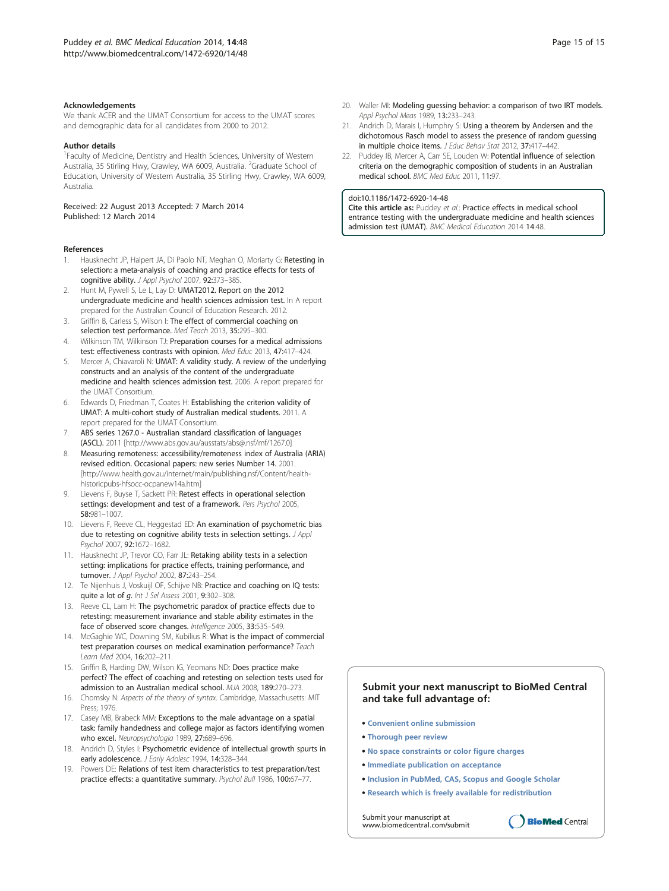### Acknowledgements

We thank ACER and the UMAT Consortium for access to the UMAT scores and demographic data for all candidates from 2000 to 2012.

### Author details

[1]Faculty of Medicine, Dentistry and Health Sciences, University of Western Australia, 35 Stirling Hwy, Crawley, WA 6009, Australia. [2]Graduate School of Education, University of Western Australia, 35 Stirling Hwy, Crawley, WA 6009, Australia.

Received: 22 August 2013 Accepted: 7 March 2014
Published: 12 March 2014

### References

1. Hausknecht JP, Halpert JA, Di Paolo NT, Meghan O, Moriarty G: **Retesting in selection: a meta-analysis of coaching and practice effects for tests of cognitive ability.** *J Appl Psychol* 2007, **92:**373–385.
2. Hunt M, Pywell S, Le L, Lay D: **UMAT2012. Report on the 2012 undergraduate medicine and health sciences admission test.** In A report prepared for the Australian Council of Education Research. 2012.
3. Griffin B, Carless S, Wilson I: **The effect of commercial coaching on selection test performance.** *Med Teach* 2013, **35:**295–300.
4. Wilkinson TM, Wilkinson TJ: **Preparation courses for a medical admissions test: effectiveness contrasts with opinion.** *Med Educ* 2013, **47:**417–424.
5. Mercer A, Chiavaroli N: **UMAT: A validity study. A review of the underlying constructs and an analysis of the content of the undergraduate medicine and health sciences admission test.** 2006. A report prepared for the UMAT Consortium.
6. Edwards D, Friedman T, Coates H: **Establishing the criterion validity of UMAT: A multi-cohort study of Australian medical students.** 2011. A report prepared for the UMAT Consortium.
7. **ABS series 1267.0 - Australian standard classification of languages (ASCL).** 2011 [http://www.abs.gov.au/ausstats/abs@.nsf/mf/1267.0]
8. **Measuring remoteness: accessibility/remoteness index of Australia (ARIA) revised edition. Occasional papers: new series Number 14.** 2001. [http://www.health.gov.au/internet/main/publishing.nsf/Content/health-historicpubs-hfsocc-ocpanew14a.htm]
9. Lievens F, Buyse T, Sackett PR: **Retest effects in operational selection settings: development and test of a framework.** *Pers Psychol* 2005, **58:**981–1007.
10. Lievens F, Reeve CL, Heggestad ED: **An examination of psychometric bias due to retesting on cognitive ability tests in selection settings.** *J Appl Psychol* 2007, **92:**1672–1682.
11. Hausknecht JP, Trevor CO, Farr JL: **Retaking ability tests in a selection setting: implications for practice effects, training performance, and turnover.** *J Appl Psychol* 2002, **87:**243–254.
12. Te Nijenhuis J, Voskuijl OF, Schijve NB: **Practice and coaching on IQ tests: quite a lot of *g*.** *Int J Sel Assess* 2001, **9:**302–308.
13. Reeve CL, Lam H: **The psychometric paradox of practice effects due to retesting: measurement invariance and stable ability estimates in the face of observed score changes.** *Intelligence* 2005, **33:**535–549.
14. McGaghie WC, Downing SM, Kubilius R: **What is the impact of commercial test preparation courses on medical examination performance?** *Teach Learn Med* 2004, **16:**202–211.
15. Griffin B, Harding DW, Wilson IG, Yeomans ND: **Does practice make perfect? The effect of coaching and retesting on selection tests used for admission to an Australian medical school.** *MJA* 2008, **189:**270–273.
16. Chomsky N: *Aspects of the theory of syntax.* Cambridge, Massachusetts: MIT Press; 1976.
17. Casey MB, Brabeck MM: **Exceptions to the male advantage on a spatial task: family handedness and college major as factors identifying women who excel.** *Neuropsychologia* 1989, **27:**689–696.
18. Andrich D, Styles I: **Psychometric evidence of intellectual growth spurts in early adolescence.** *J Early Adolesc* 1994, **14:**328–344.
19. Powers DE: **Relations of test item characteristics to test preparation/test practice effects: a quantitative summary.** *Psychol Bull* 1986, **100:**67–77.
20. Waller MI: **Modeling guessing behavior: a comparison of two IRT models.** *Appl Psychol Meas* 1989, **13:**233–243.
21. Andrich D, Marais I, Humphry S: **Using a theorem by Andersen and the dichotomous Rasch model to assess the presence of random guessing in multiple choice items.** *J Educ Behav Stat* 2012, **37:**417–442.
22. Puddey IB, Mercer A, Carr SE, Louden W: **Potential influence of selection criteria on the demographic composition of students in an Australian medical school.** *BMC Med Educ* 2011, **11:**97.

doi:10.1186/1472-6920-14-48

**Cite this article as:** Puddey *et al.*: Practice effects in medical school entrance testing with the undergraduate medicine and health sciences admission test (UMAT). *BMC Medical Education* 2014 **14**:48.

**Submit your next manuscript to BioMed Central and take full advantage of:**

- **Convenient online submission**
- **Thorough peer review**
- **No space constraints or color figure charges**
- **Immediate publication on acceptance**
- **Inclusion in PubMed, CAS, Scopus and Google Scholar**
- **Research which is freely available for redistribution**

Submit your manuscript at
www.biomedcentral.com/submit

BioMed Central